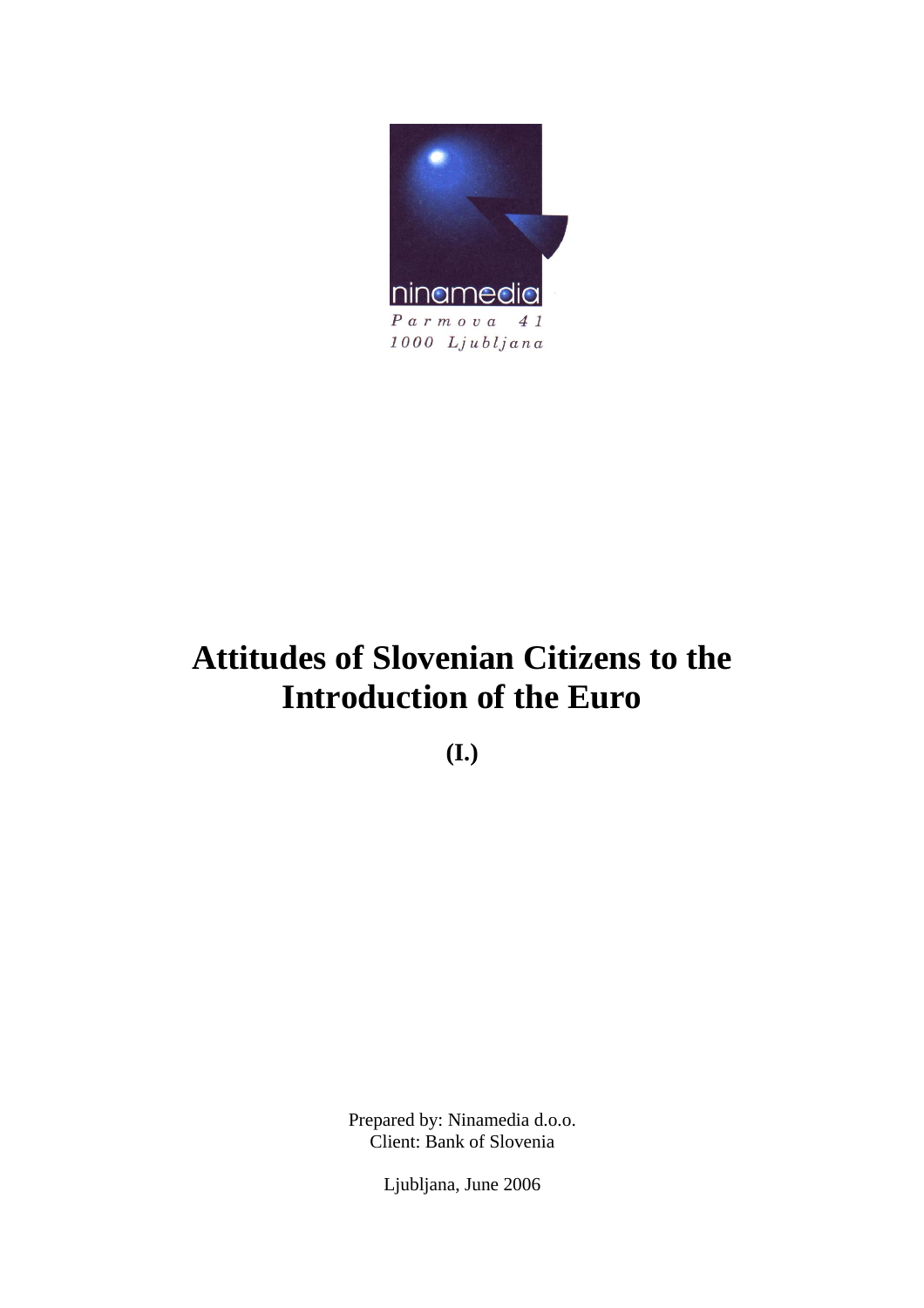ninamedia

*Parmova 41*
*1000 Ljubljana*

# Attitudes of Slovenian Citizens to the Introduction of the Euro

**(I.)**

Prepared by: Ninamedia d.o.o.
Client: Bank of Slovenia

Ljubljana, June 2006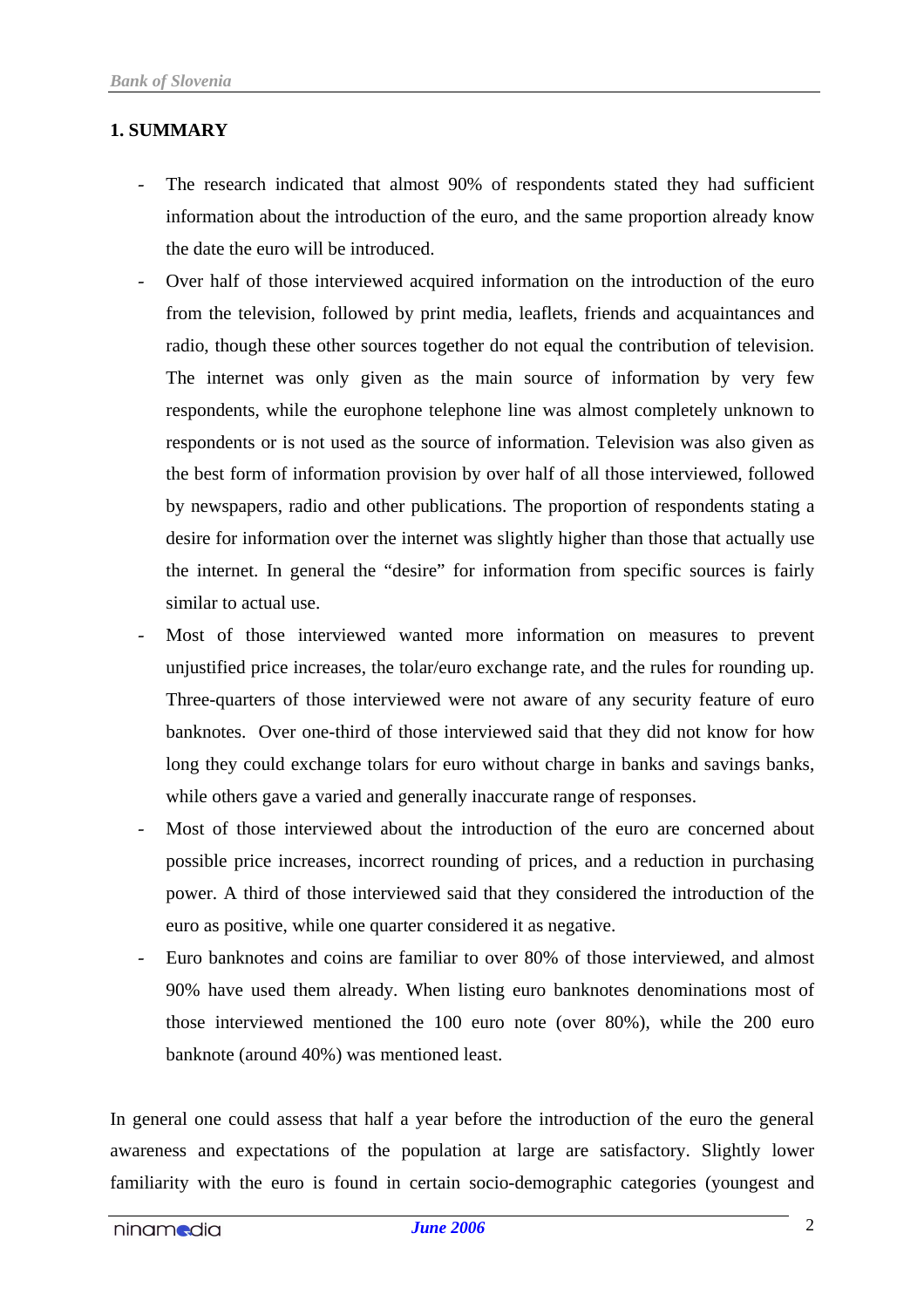## 1. SUMMARY

- The research indicated that almost 90% of respondents stated they had sufficient information about the introduction of the euro, and the same proportion already know the date the euro will be introduced.
- Over half of those interviewed acquired information on the introduction of the euro from the television, followed by print media, leaflets, friends and acquaintances and radio, though these other sources together do not equal the contribution of television. The internet was only given as the main source of information by very few respondents, while the europhone telephone line was almost completely unknown to respondents or is not used as the source of information. Television was also given as the best form of information provision by over half of all those interviewed, followed by newspapers, radio and other publications. The proportion of respondents stating a desire for information over the internet was slightly higher than those that actually use the internet. In general the "desire" for information from specific sources is fairly similar to actual use.
- Most of those interviewed wanted more information on measures to prevent unjustified price increases, the tolar/euro exchange rate, and the rules for rounding up. Three-quarters of those interviewed were not aware of any security feature of euro banknotes. Over one-third of those interviewed said that they did not know for how long they could exchange tolars for euro without charge in banks and savings banks, while others gave a varied and generally inaccurate range of responses.
- Most of those interviewed about the introduction of the euro are concerned about possible price increases, incorrect rounding of prices, and a reduction in purchasing power. A third of those interviewed said that they considered the introduction of the euro as positive, while one quarter considered it as negative.
- Euro banknotes and coins are familiar to over 80% of those interviewed, and almost 90% have used them already. When listing euro banknotes denominations most of those interviewed mentioned the 100 euro note (over 80%), while the 200 euro banknote (around 40%) was mentioned least.

In general one could assess that half a year before the introduction of the euro the general awareness and expectations of the population at large are satisfactory. Slightly lower familiarity with the euro is found in certain socio-demographic categories (youngest and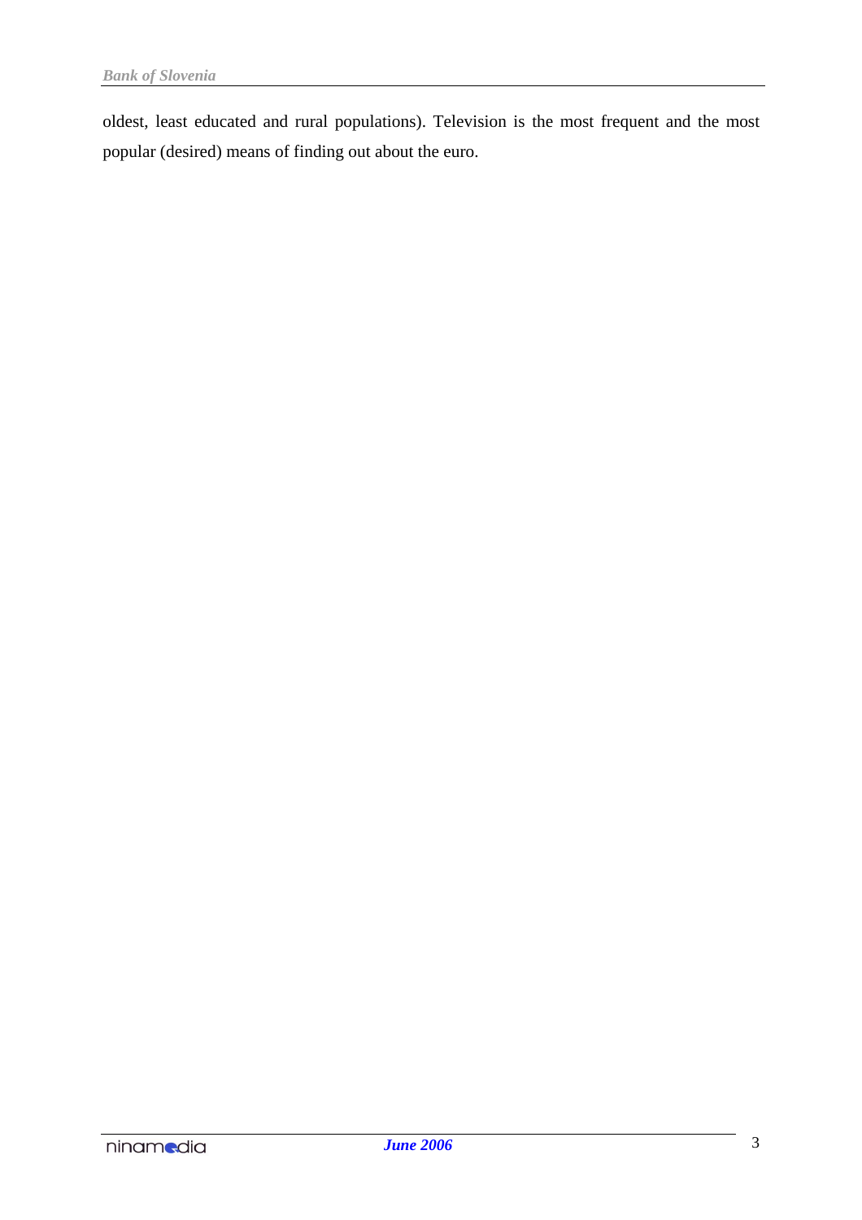oldest, least educated and rural populations). Television is the most frequent and the most popular (desired) means of finding out about the euro.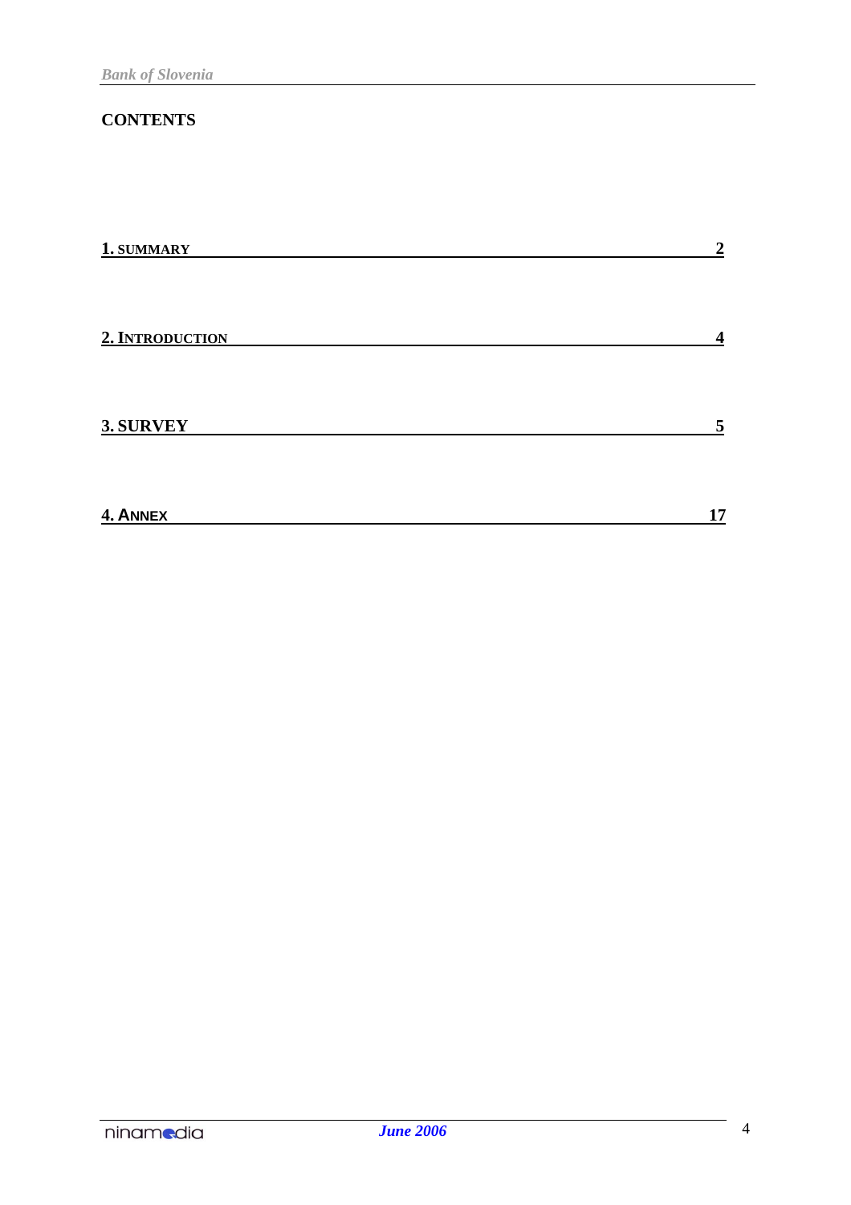## CONTENTS

| | |
|---|---|
| 1. SUMMARY | 2 |
| 2. INTRODUCTION | 4 |
| 3. SURVEY | 5 |
| 4. ANNEX | 17 |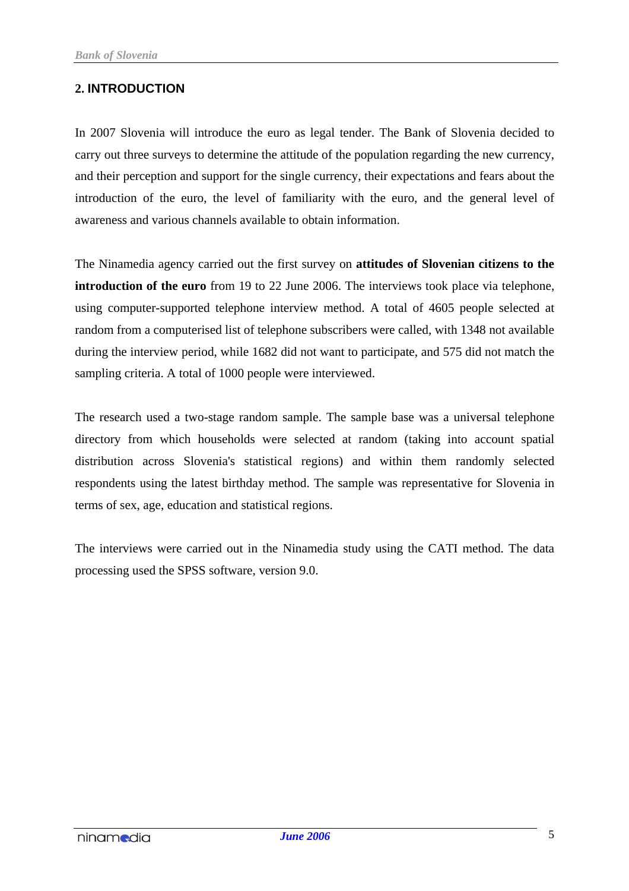## 2. INTRODUCTION

In 2007 Slovenia will introduce the euro as legal tender. The Bank of Slovenia decided to carry out three surveys to determine the attitude of the population regarding the new currency, and their perception and support for the single currency, their expectations and fears about the introduction of the euro, the level of familiarity with the euro, and the general level of awareness and various channels available to obtain information.

The Ninamedia agency carried out the first survey on **attitudes of Slovenian citizens to the introduction of the euro** from 19 to 22 June 2006. The interviews took place via telephone, using computer-supported telephone interview method. A total of 4605 people selected at random from a computerised list of telephone subscribers were called, with 1348 not available during the interview period, while 1682 did not want to participate, and 575 did not match the sampling criteria. A total of 1000 people were interviewed.

The research used a two-stage random sample. The sample base was a universal telephone directory from which households were selected at random (taking into account spatial distribution across Slovenia's statistical regions) and within them randomly selected respondents using the latest birthday method. The sample was representative for Slovenia in terms of sex, age, education and statistical regions.

The interviews were carried out in the Ninamedia study using the CATI method. The data processing used the SPSS software, version 9.0.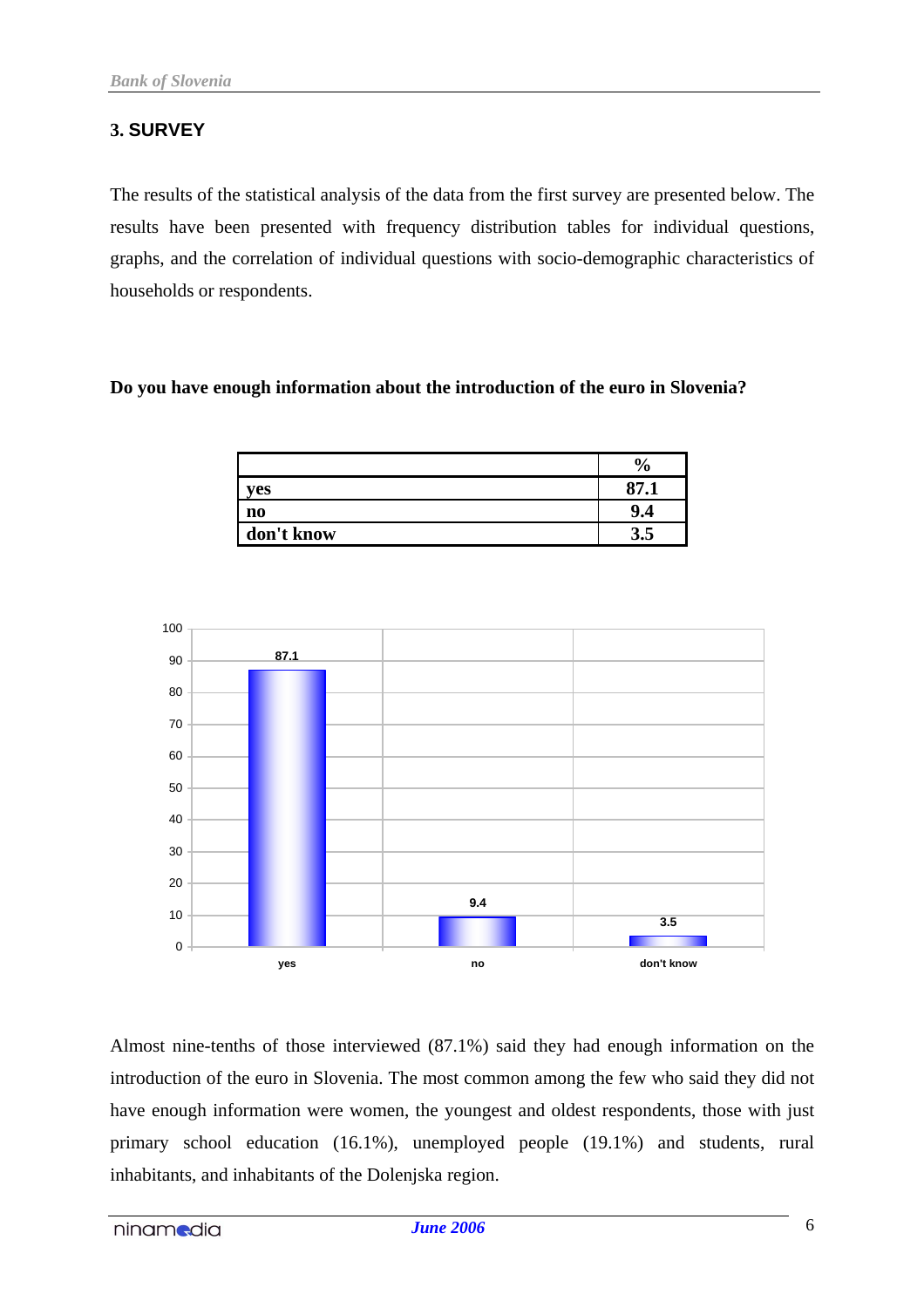## 3. SURVEY

The results of the statistical analysis of the data from the first survey are presented below. The results have been presented with frequency distribution tables for individual questions, graphs, and the correlation of individual questions with socio-demographic characteristics of households or respondents.

**Do you have enough information about the introduction of the euro in Slovenia?**

| | % |
|---|---|
| **yes** | **87.1** |
| **no** | **9.4** |
| **don't know** | **3.5** |

Almost nine-tenths of those interviewed (87.1%) said they had enough information on the introduction of the euro in Slovenia. The most common among the few who said they did not have enough information were women, the youngest and oldest respondents, those with just primary school education (16.1%), unemployed people (19.1%) and students, rural inhabitants, and inhabitants of the Dolenjska region.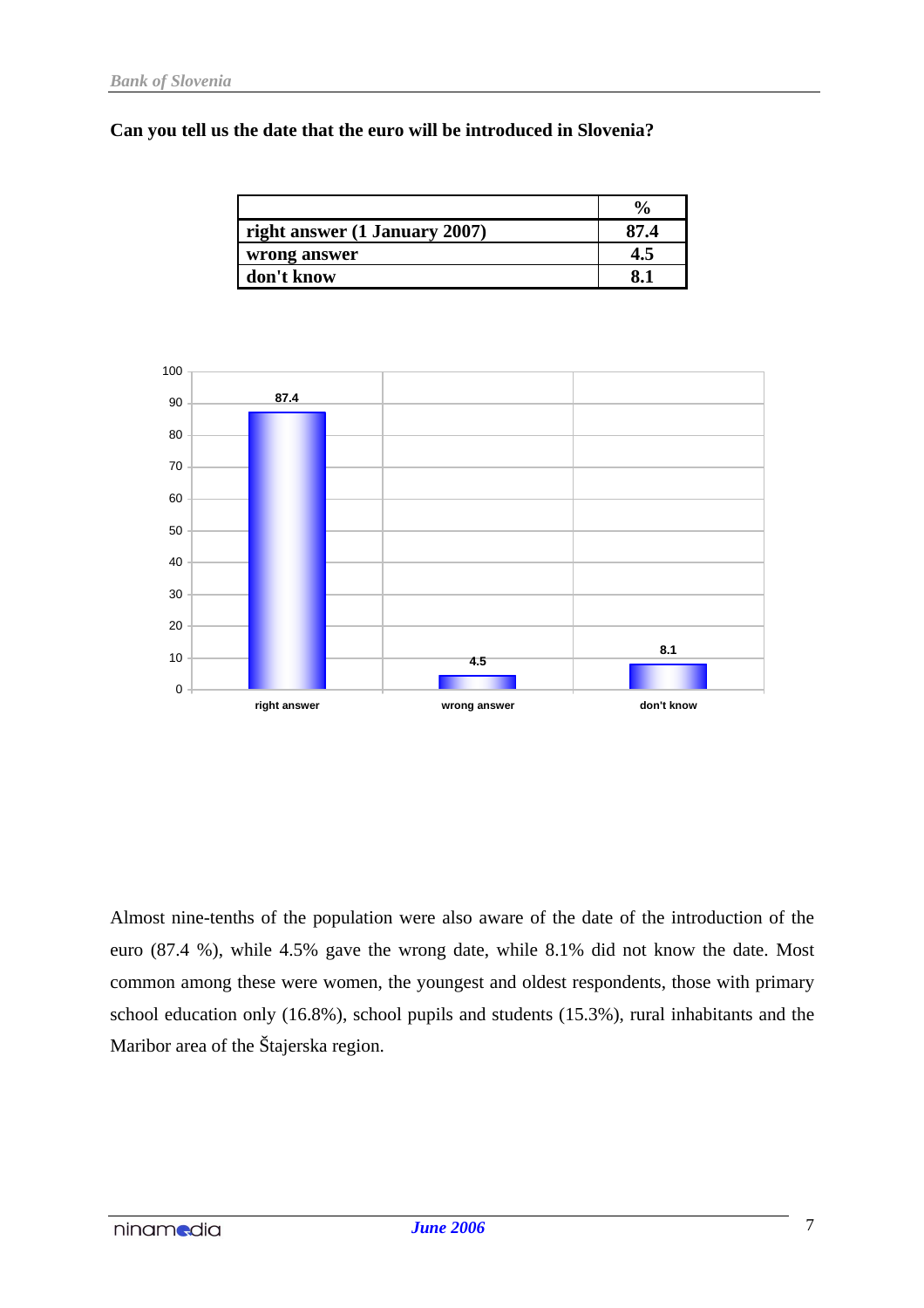**Can you tell us the date that the euro will be introduced in Slovenia?**

| | % |
|---|---|
| right answer (1 January 2007) | 87.4 |
| wrong answer | 4.5 |
| don't know | 8.1 |

Almost nine-tenths of the population were also aware of the date of the introduction of the euro (87.4 %), while 4.5% gave the wrong date, while 8.1% did not know the date. Most common among these were women, the youngest and oldest respondents, those with primary school education only (16.8%), school pupils and students (15.3%), rural inhabitants and the Maribor area of the Štajerska region.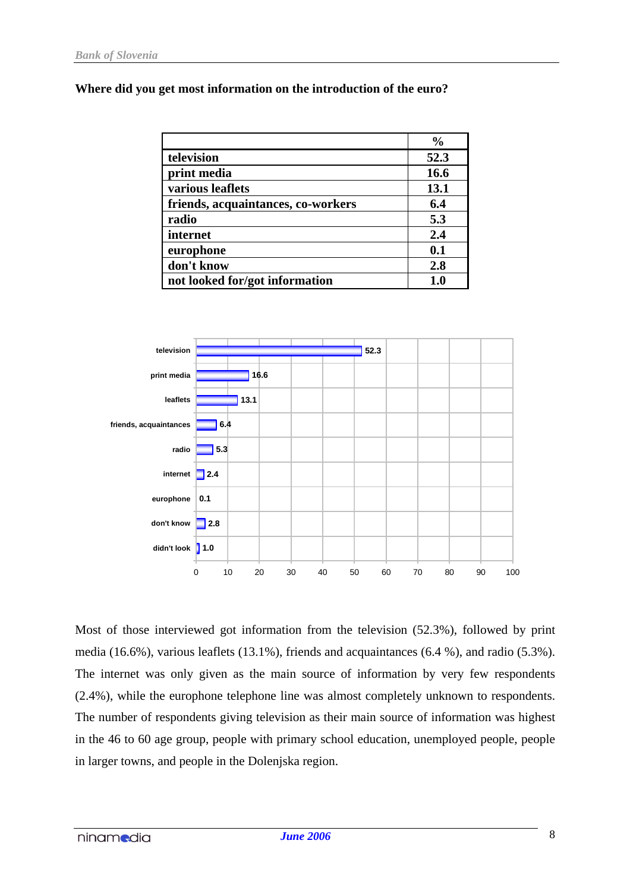**Where did you get most information on the introduction of the euro?**

| | % |
|---|---|
| television | 52.3 |
| print media | 16.6 |
| various leaflets | 13.1 |
| friends, acquaintances, co-workers | 6.4 |
| radio | 5.3 |
| internet | 2.4 |
| europhone | 0.1 |
| don't know | 2.8 |
| not looked for/got information | 1.0 |

Most of those interviewed got information from the television (52.3%), followed by print media (16.6%), various leaflets (13.1%), friends and acquaintances (6.4 %), and radio (5.3%). The internet was only given as the main source of information by very few respondents (2.4%), while the europhone telephone line was almost completely unknown to respondents. The number of respondents giving television as their main source of information was highest in the 46 to 60 age group, people with primary school education, unemployed people, people in larger towns, and people in the Dolenjska region.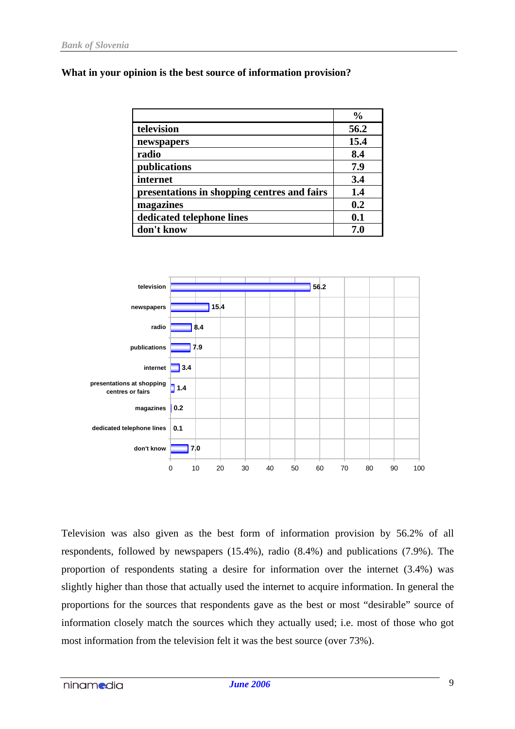**What in your opinion is the best source of information provision?**

| | % |
|---|---|
| television | 56.2 |
| newspapers | 15.4 |
| radio | 8.4 |
| publications | 7.9 |
| internet | 3.4 |
| presentations in shopping centres and fairs | 1.4 |
| magazines | 0.2 |
| dedicated telephone lines | 0.1 |
| don't know | 7.0 |

Television was also given as the best form of information provision by 56.2% of all respondents, followed by newspapers (15.4%), radio (8.4%) and publications (7.9%). The proportion of respondents stating a desire for information over the internet (3.4%) was slightly higher than those that actually used the internet to acquire information. In general the proportions for the sources that respondents gave as the best or most "desirable" source of information closely match the sources which they actually used; i.e. most of those who got most information from the television felt it was the best source (over 73%).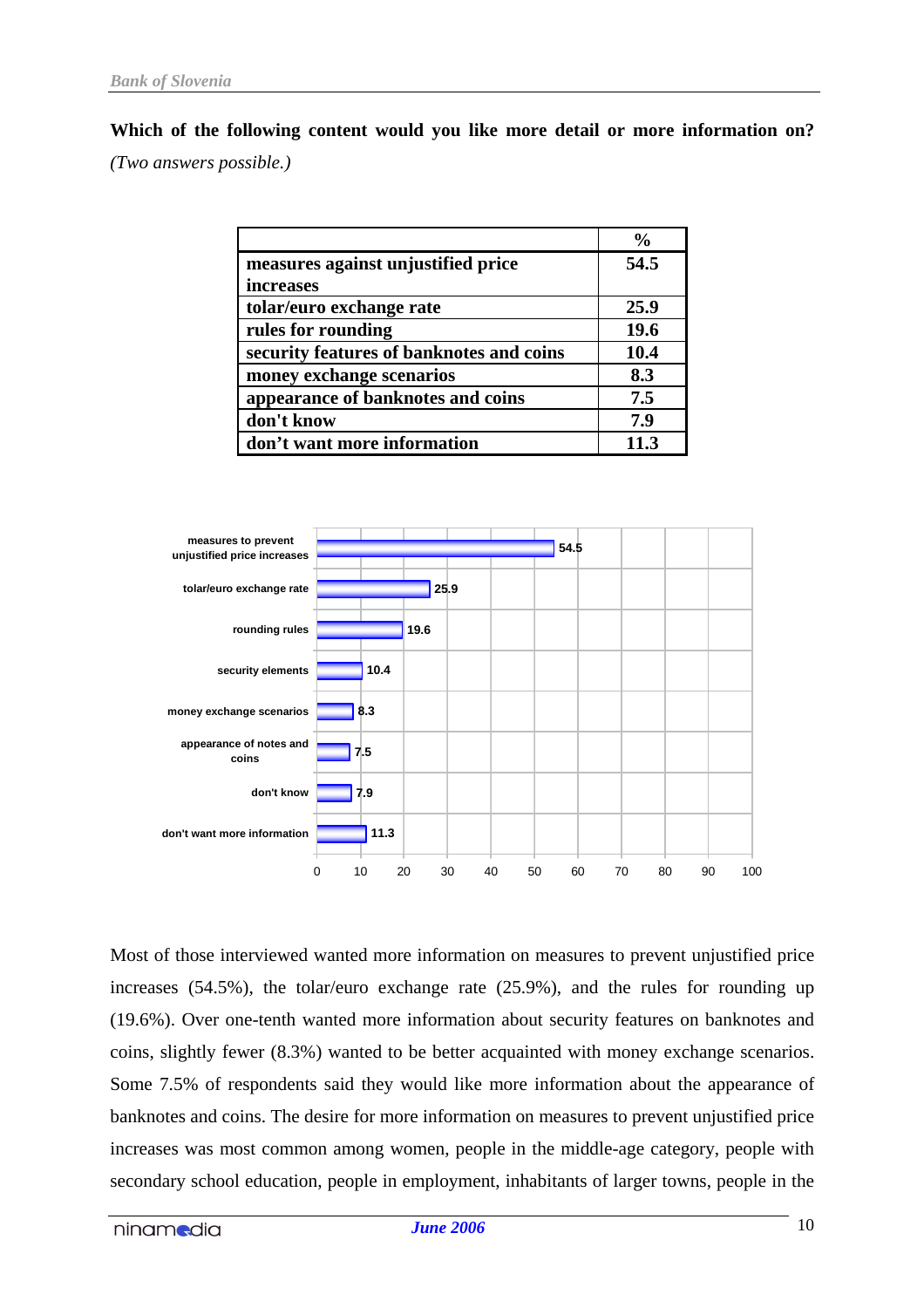**Which of the following content would you like more detail or more information on?** *(Two answers possible.)*

| | % |
|---|---|
| measures against unjustified price increases | 54.5 |
| tolar/euro exchange rate | 25.9 |
| rules for rounding | 19.6 |
| security features of banknotes and coins | 10.4 |
| money exchange scenarios | 8.3 |
| appearance of banknotes and coins | 7.5 |
| don't know | 7.9 |
| don't want more information | 11.3 |

Most of those interviewed wanted more information on measures to prevent unjustified price increases (54.5%), the tolar/euro exchange rate (25.9%), and the rules for rounding up (19.6%). Over one-tenth wanted more information about security features on banknotes and coins, slightly fewer (8.3%) wanted to be better acquainted with money exchange scenarios. Some 7.5% of respondents said they would like more information about the appearance of banknotes and coins. The desire for more information on measures to prevent unjustified price increases was most common among women, people in the middle-age category, people with secondary school education, people in employment, inhabitants of larger towns, people in the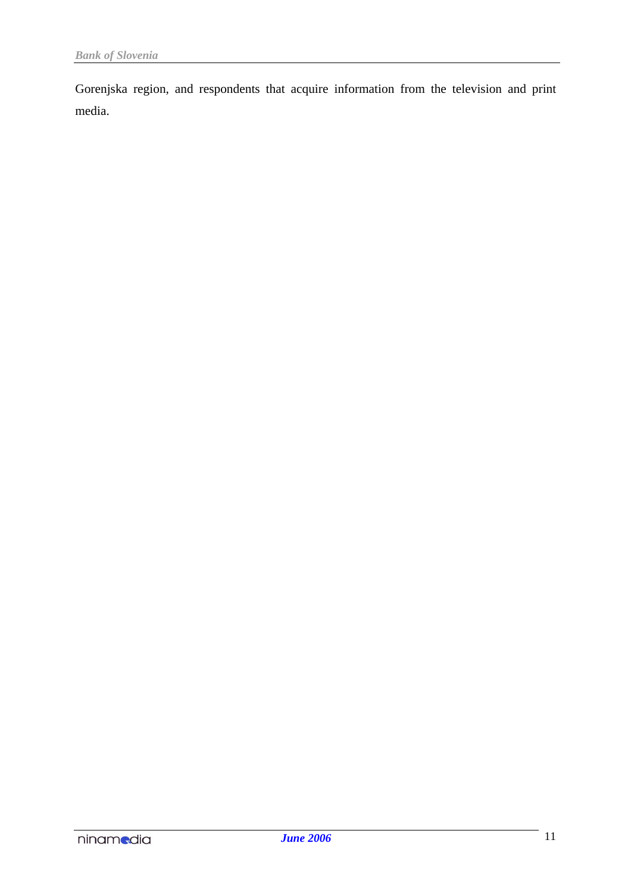Gorenjska region, and respondents that acquire information from the television and print media.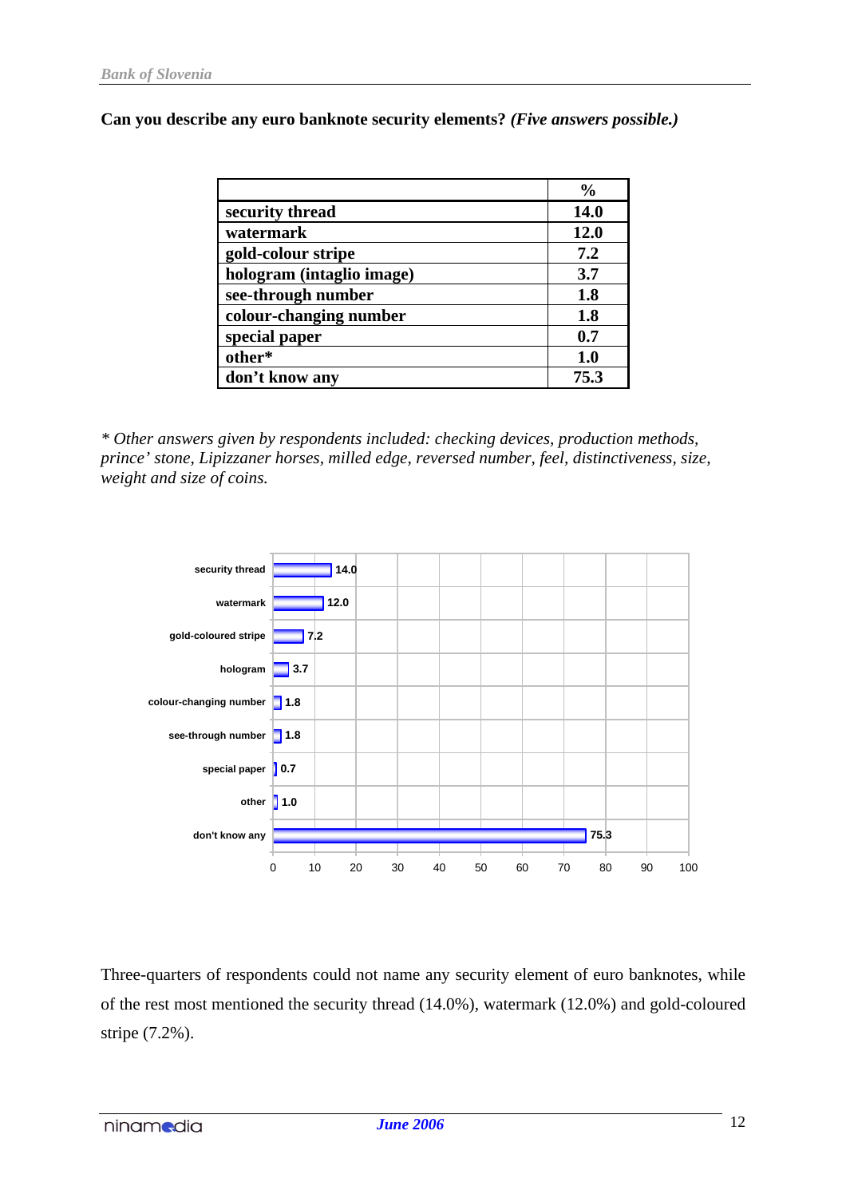**Can you describe any euro banknote security elements?** ***(Five answers possible.)***

| | % |
|---|---|
| **security thread** | **14.0** |
| **watermark** | **12.0** |
| **gold-colour stripe** | **7.2** |
| **hologram (intaglio image)** | **3.7** |
| **see-through number** | **1.8** |
| **colour-changing number** | **1.8** |
| **special paper** | **0.7** |
| **other*** | **1.0** |
| **don't know any** | **75.3** |

*\* Other answers given by respondents included: checking devices, production methods, prince' stone, Lipizzaner horses, milled edge, reversed number, feel, distinctiveness, size, weight and size of coins.*

| | |
|---|---|
| security thread | 14.0 |
| watermark | 12.0 |
| gold-coloured stripe | 7.2 |
| hologram | 3.7 |
| colour-changing number | 1.8 |
| see-through number | 1.8 |
| special paper | 0.7 |
| other | 1.0 |
| don't know any | 75.3 |

Three-quarters of respondents could not name any security element of euro banknotes, while of the rest most mentioned the security thread (14.0%), watermark (12.0%) and gold-coloured stripe (7.2%).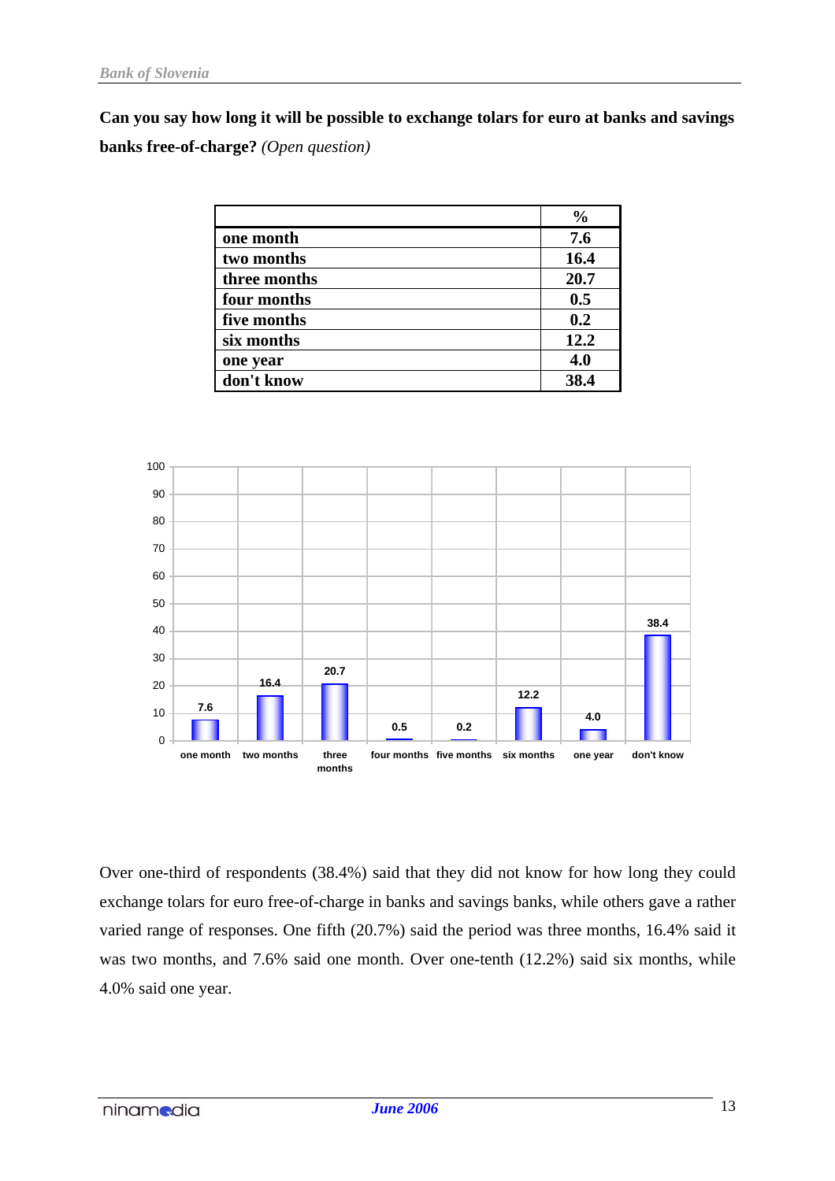**Can you say how long it will be possible to exchange tolars for euro at banks and savings banks free-of-charge?** *(Open question)*

| | % |
|---|---|
| one month | 7.6 |
| two months | 16.4 |
| three months | 20.7 |
| four months | 0.5 |
| five months | 0.2 |
| six months | 12.2 |
| one year | 4.0 |
| don't know | 38.4 |

Over one-third of respondents (38.4%) said that they did not know for how long they could exchange tolars for euro free-of-charge in banks and savings banks, while others gave a rather varied range of responses. One fifth (20.7%) said the period was three months, 16.4% said it was two months, and 7.6% said one month. Over one-tenth (12.2%) said six months, while 4.0% said one year.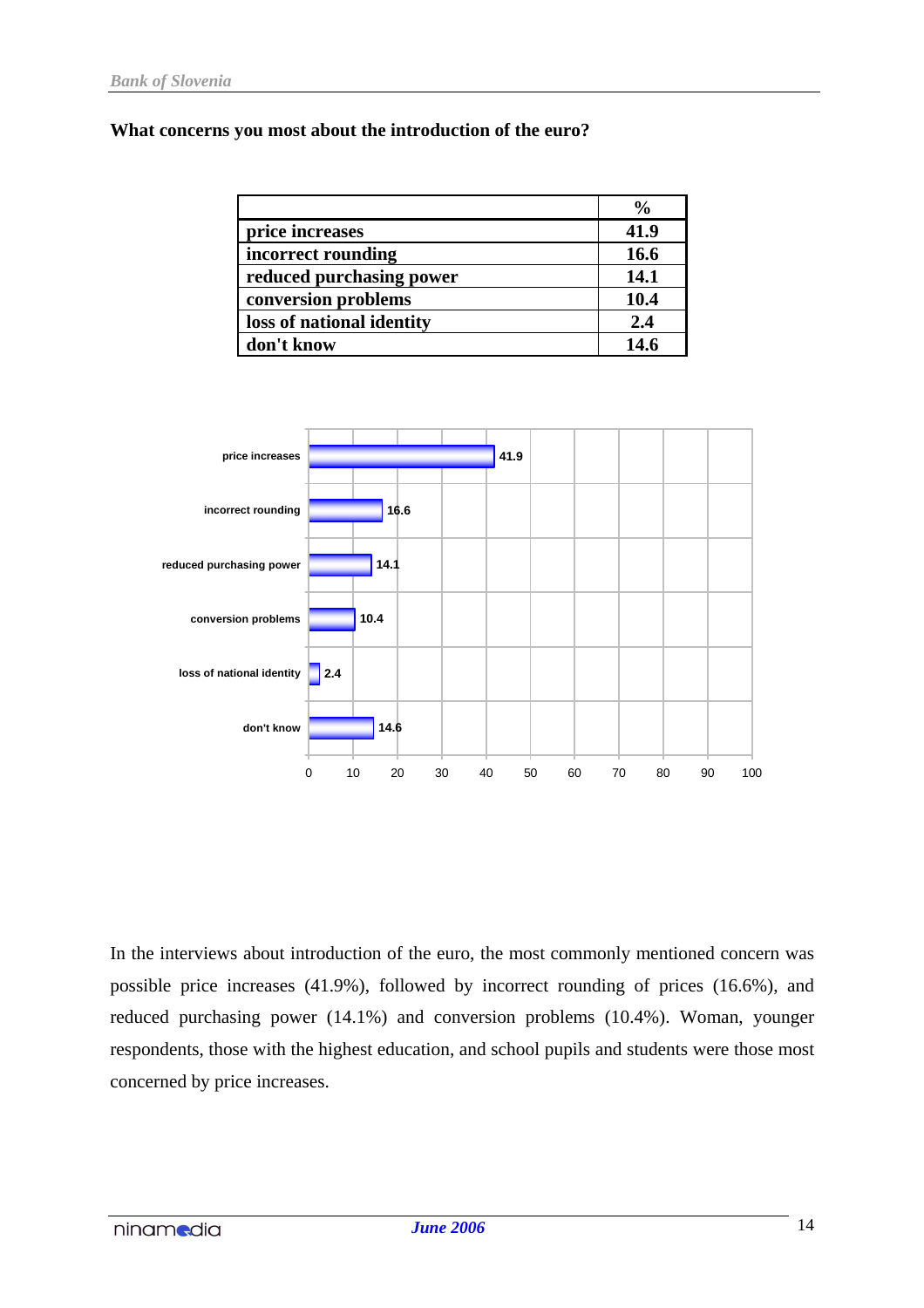**What concerns you most about the introduction of the euro?**

| | % |
|---|---|
| price increases | 41.9 |
| incorrect rounding | 16.6 |
| reduced purchasing power | 14.1 |
| conversion problems | 10.4 |
| loss of national identity | 2.4 |
| don't know | 14.6 |

In the interviews about introduction of the euro, the most commonly mentioned concern was possible price increases (41.9%), followed by incorrect rounding of prices (16.6%), and reduced purchasing power (14.1%) and conversion problems (10.4%). Woman, younger respondents, those with the highest education, and school pupils and students were those most concerned by price increases.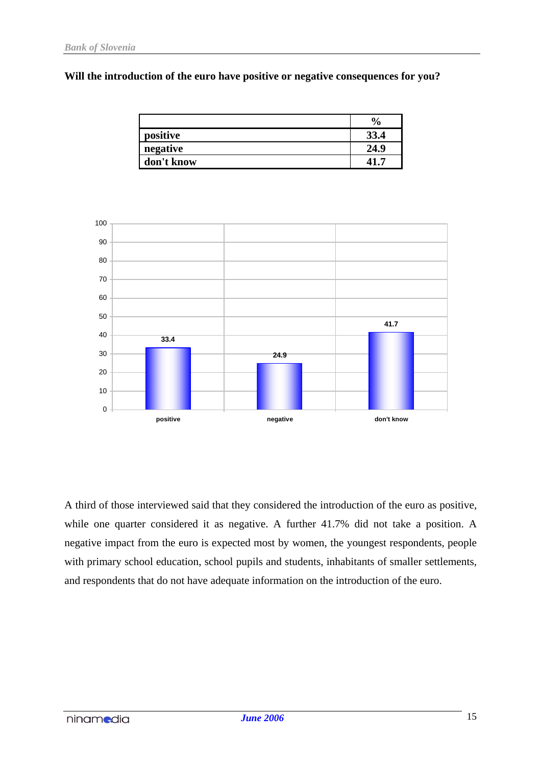**Will the introduction of the euro have positive or negative consequences for you?**

| | % |
|---|---|
| positive | 33.4 |
| negative | 24.9 |
| don't know | 41.7 |

A third of those interviewed said that they considered the introduction of the euro as positive, while one quarter considered it as negative. A further 41.7% did not take a position. A negative impact from the euro is expected most by women, the youngest respondents, people with primary school education, school pupils and students, inhabitants of smaller settlements, and respondents that do not have adequate information on the introduction of the euro.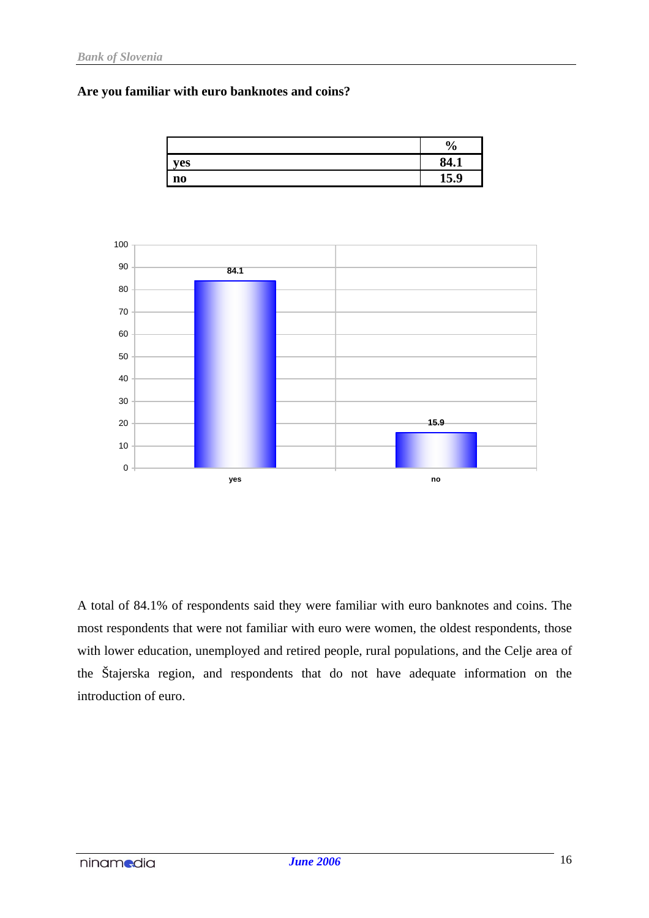**Are you familiar with euro banknotes and coins?**

| | % |
|---|---|
| **yes** | **84.1** |
| **no** | **15.9** |

A total of 84.1% of respondents said they were familiar with euro banknotes and coins. The most respondents that were not familiar with euro were women, the oldest respondents, those with lower education, unemployed and retired people, rural populations, and the Celje area of the Štajerska region, and respondents that do not have adequate information on the introduction of euro.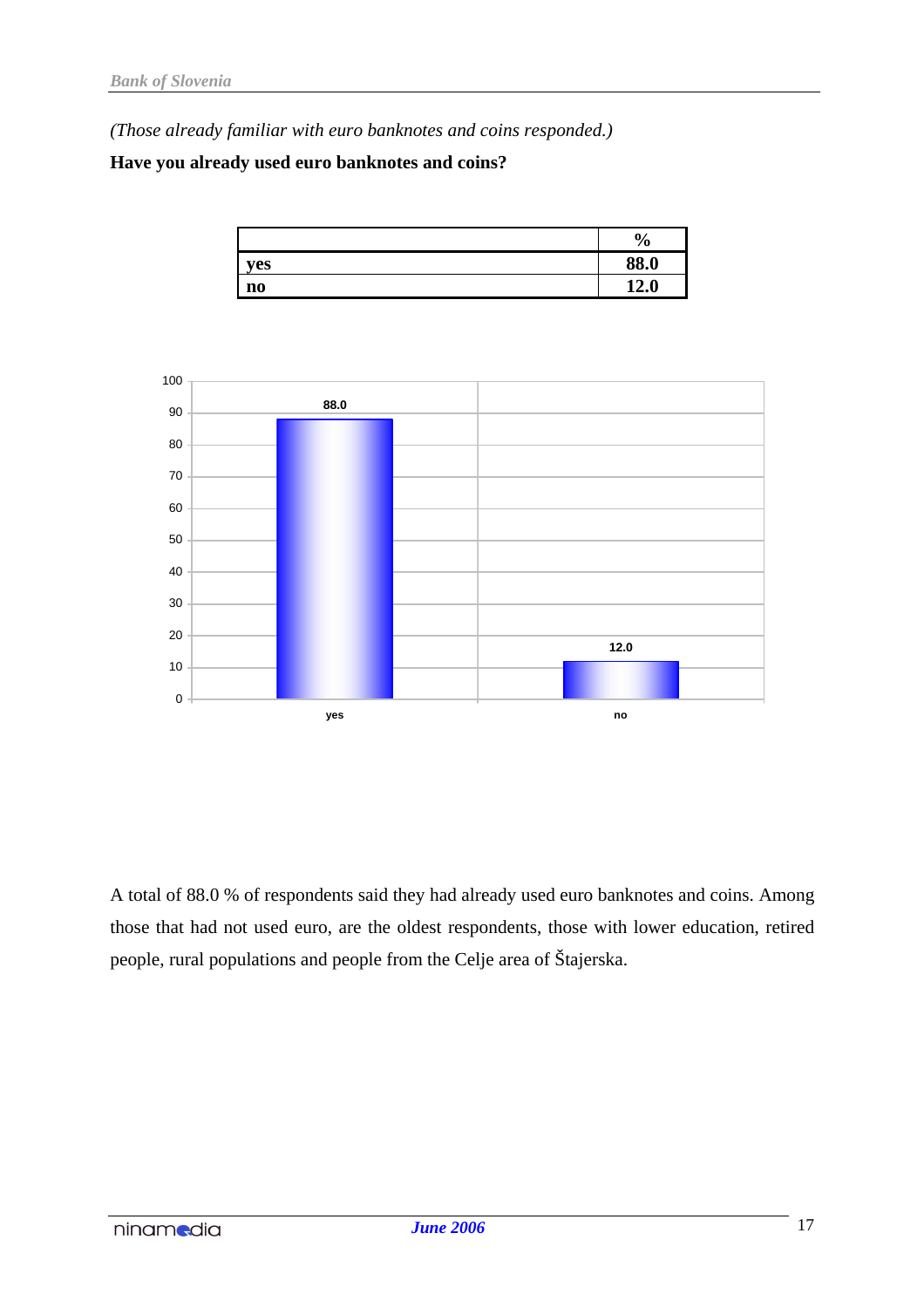*(Those already familiar with euro banknotes and coins responded.)*

**Have you already used euro banknotes and coins?**

| | % |
|---|---|
| **yes** | **88.0** |
| **no** | **12.0** |

A total of 88.0 % of respondents said they had already used euro banknotes and coins. Among those that had not used euro, are the oldest respondents, those with lower education, retired people, rural populations and people from the Celje area of Štajerska.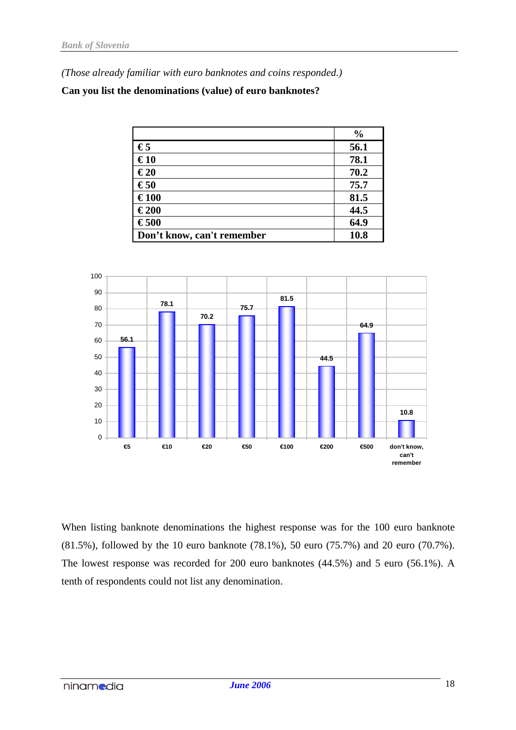*(Those already familiar with euro banknotes and coins responded.)*

**Can you list the denominations (value) of euro banknotes?**

| | % |
|---|---|
| € 5 | 56.1 |
| € 10 | 78.1 |
| € 20 | 70.2 |
| € 50 | 75.7 |
| € 100 | 81.5 |
| € 200 | 44.5 |
| € 500 | 64.9 |
| Don't know, can't remember | 10.8 |

100
90
80
70
60
50
40
30
20
10
0

56.1
78.1
70.2
75.7
81.5
44.5
64.9
10.8

€5
€10
€20
€50
€100
€200
€500
don't know, can't remember

When listing banknote denominations the highest response was for the 100 euro banknote (81.5%), followed by the 10 euro banknote (78.1%), 50 euro (75.7%) and 20 euro (70.7%). The lowest response was recorded for 200 euro banknotes (44.5%) and 5 euro (56.1%). A tenth of respondents could not list any denomination.